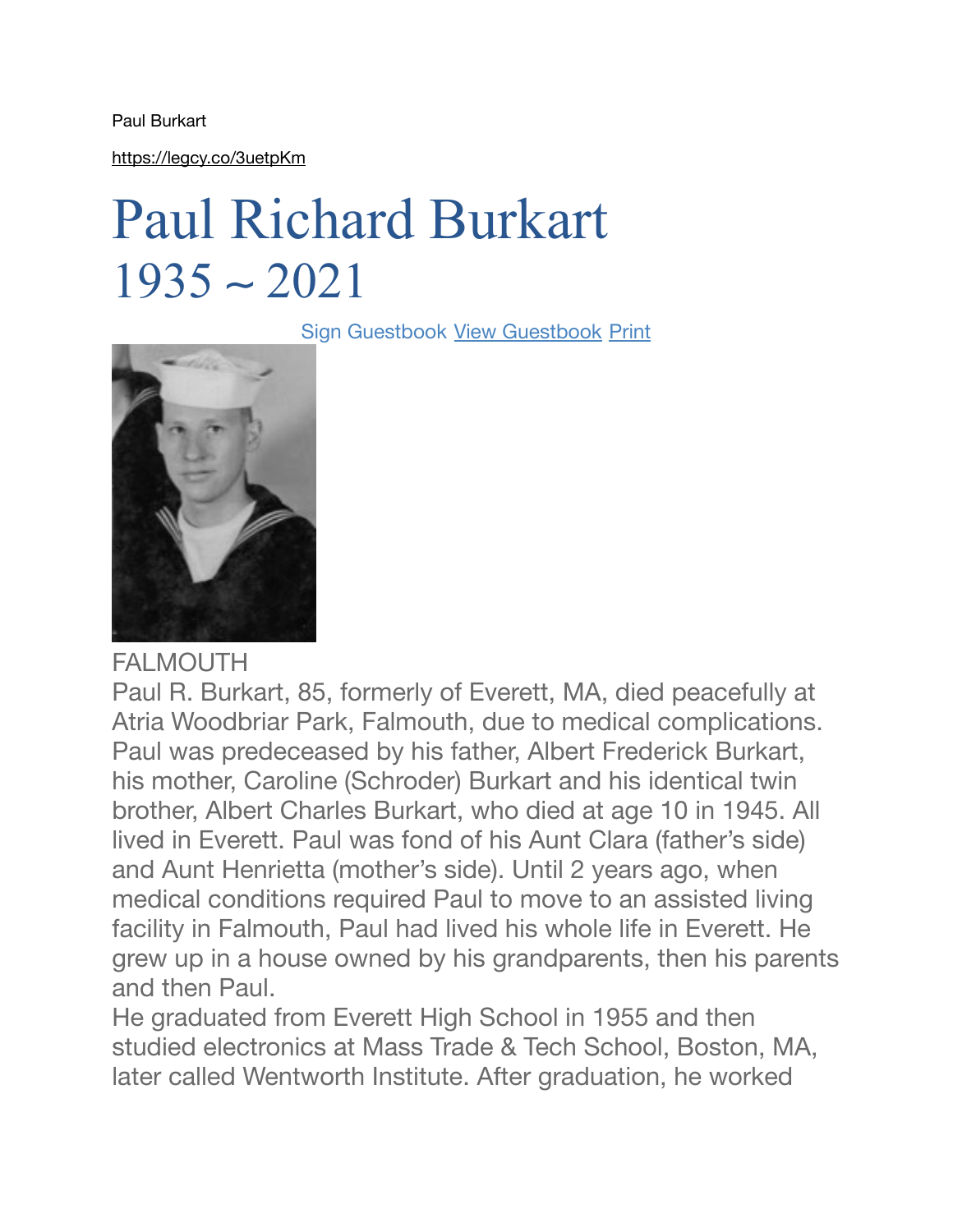Paul Burkart

https://legcy.co/3uetpKm

# Paul Richard Burkart
# 1935 ~ 2021

Sign Guestbook View Guestbook Print

FALMOUTH

Paul R. Burkart, 85, formerly of Everett, MA, died peacefully at Atria Woodbriar Park, Falmouth, due to medical complications. Paul was predeceased by his father, Albert Frederick Burkart, his mother, Caroline (Schroder) Burkart and his identical twin brother, Albert Charles Burkart, who died at age 10 in 1945. All lived in Everett. Paul was fond of his Aunt Clara (father's side) and Aunt Henrietta (mother's side). Until 2 years ago, when medical conditions required Paul to move to an assisted living facility in Falmouth, Paul had lived his whole life in Everett. He grew up in a house owned by his grandparents, then his parents and then Paul.

He graduated from Everett High School in 1955 and then studied electronics at Mass Trade & Tech School, Boston, MA, later called Wentworth Institute. After graduation, he worked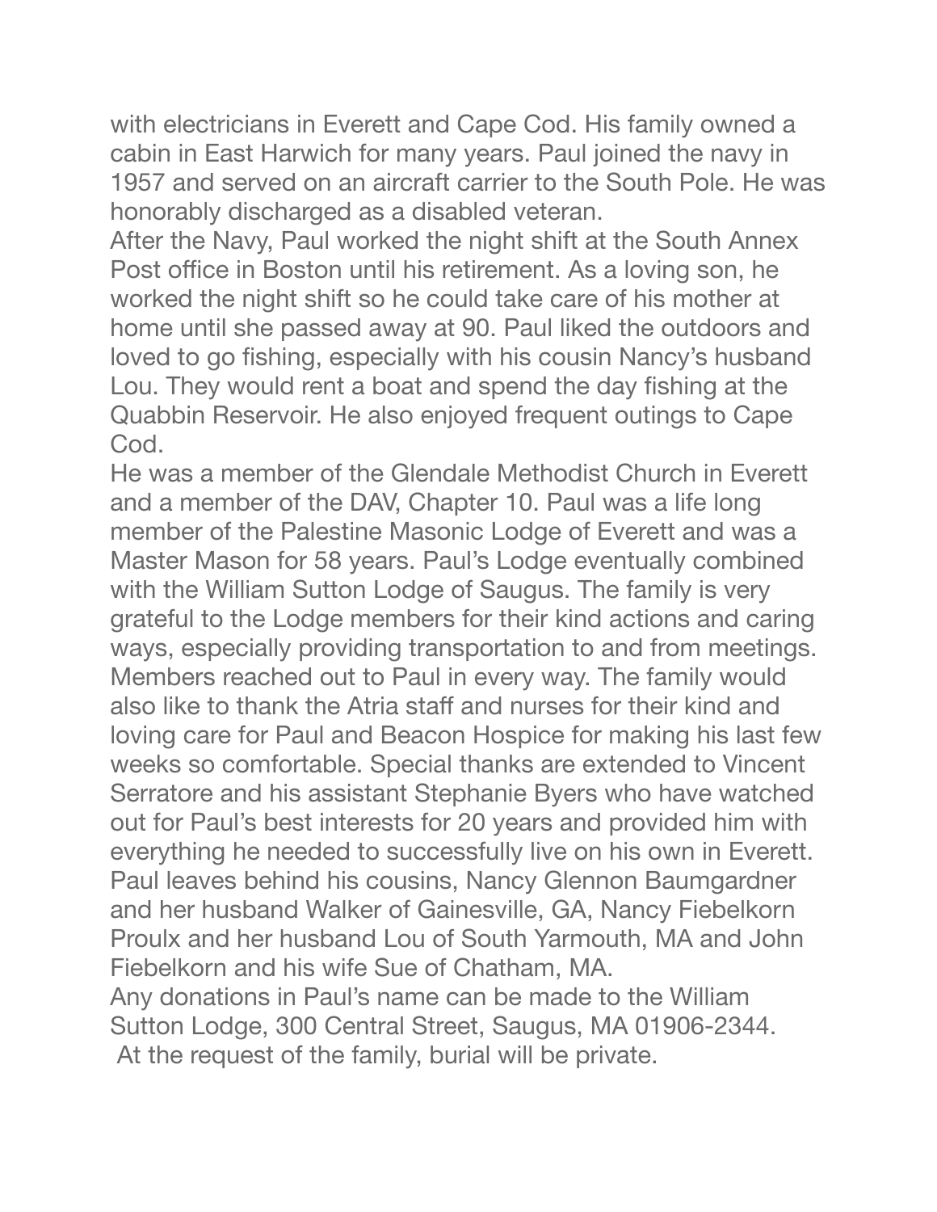with electricians in Everett and Cape Cod. His family owned a cabin in East Harwich for many years. Paul joined the navy in 1957 and served on an aircraft carrier to the South Pole. He was honorably discharged as a disabled veteran.

After the Navy, Paul worked the night shift at the South Annex Post office in Boston until his retirement. As a loving son, he worked the night shift so he could take care of his mother at home until she passed away at 90. Paul liked the outdoors and loved to go fishing, especially with his cousin Nancy's husband Lou. They would rent a boat and spend the day fishing at the Quabbin Reservoir. He also enjoyed frequent outings to Cape Cod.

He was a member of the Glendale Methodist Church in Everett and a member of the DAV, Chapter 10. Paul was a life long member of the Palestine Masonic Lodge of Everett and was a Master Mason for 58 years. Paul's Lodge eventually combined with the William Sutton Lodge of Saugus. The family is very grateful to the Lodge members for their kind actions and caring ways, especially providing transportation to and from meetings. Members reached out to Paul in every way. The family would also like to thank the Atria staff and nurses for their kind and loving care for Paul and Beacon Hospice for making his last few weeks so comfortable. Special thanks are extended to Vincent Serratore and his assistant Stephanie Byers who have watched out for Paul's best interests for 20 years and provided him with everything he needed to successfully live on his own in Everett.

Paul leaves behind his cousins, Nancy Glennon Baumgardner and her husband Walker of Gainesville, GA, Nancy Fiebelkorn Proulx and her husband Lou of South Yarmouth, MA and John Fiebelkorn and his wife Sue of Chatham, MA.

Any donations in Paul's name can be made to the William Sutton Lodge, 300 Central Street, Saugus, MA 01906-2344.

At the request of the family, burial will be private.